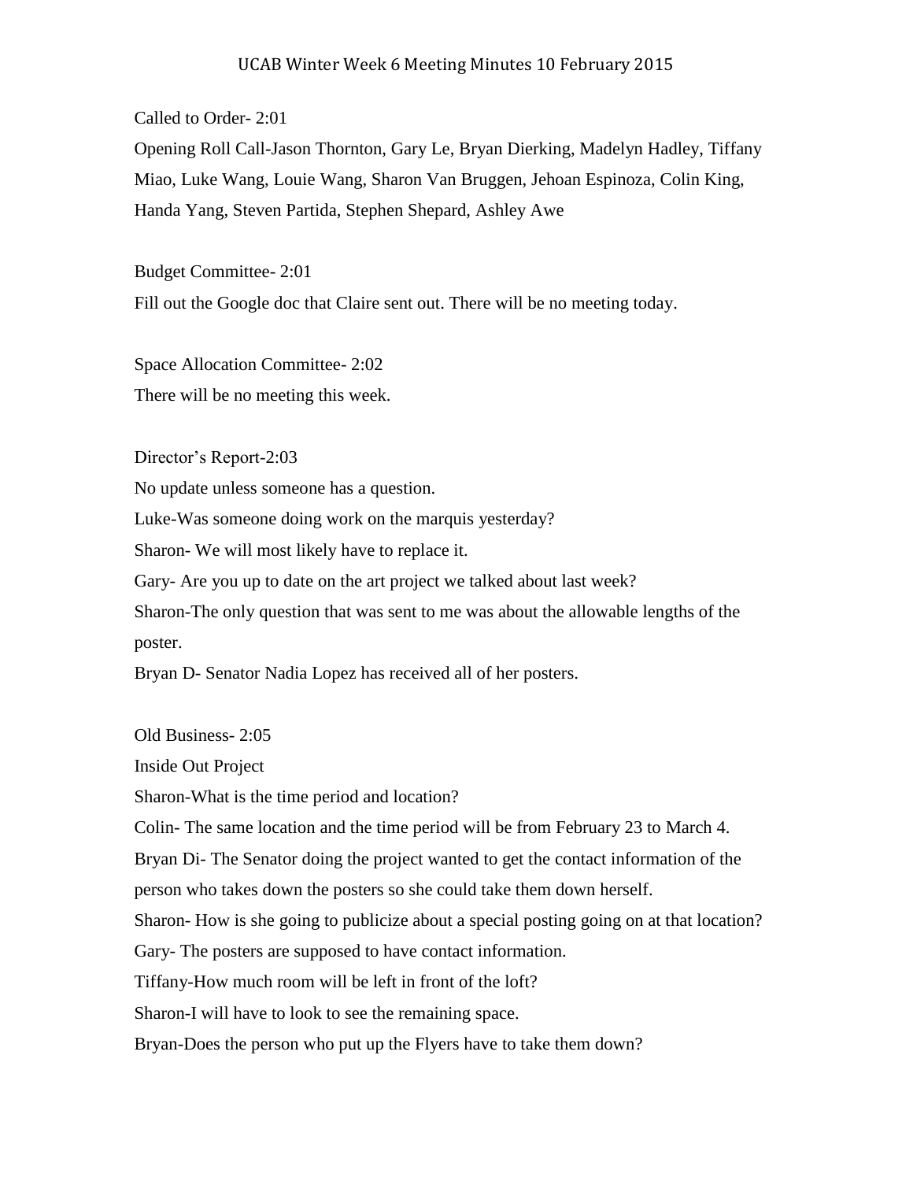# UCAB Winter Week 6 Meeting Minutes 10 February 2015

Called to Order- 2:01

Opening Roll Call-Jason Thornton, Gary Le, Bryan Dierking, Madelyn Hadley, Tiffany Miao, Luke Wang, Louie Wang, Sharon Van Bruggen, Jehoan Espinoza, Colin King, Handa Yang, Steven Partida, Stephen Shepard, Ashley Awe

Budget Committee- 2:01

Fill out the Google doc that Claire sent out. There will be no meeting today.

Space Allocation Committee- 2:02

There will be no meeting this week.

Director's Report-2:03

No update unless someone has a question.

Luke-Was someone doing work on the marquis yesterday?

Sharon- We will most likely have to replace it.

Gary- Are you up to date on the art project we talked about last week?

Sharon-The only question that was sent to me was about the allowable lengths of the poster.

Bryan D- Senator Nadia Lopez has received all of her posters.

Old Business- 2:05

Inside Out Project

Sharon-What is the time period and location?

Colin- The same location and the time period will be from February 23 to March 4.

Bryan Di- The Senator doing the project wanted to get the contact information of the person who takes down the posters so she could take them down herself.

Sharon- How is she going to publicize about a special posting going on at that location?

Gary- The posters are supposed to have contact information.

Tiffany-How much room will be left in front of the loft?

Sharon-I will have to look to see the remaining space.

Bryan-Does the person who put up the Flyers have to take them down?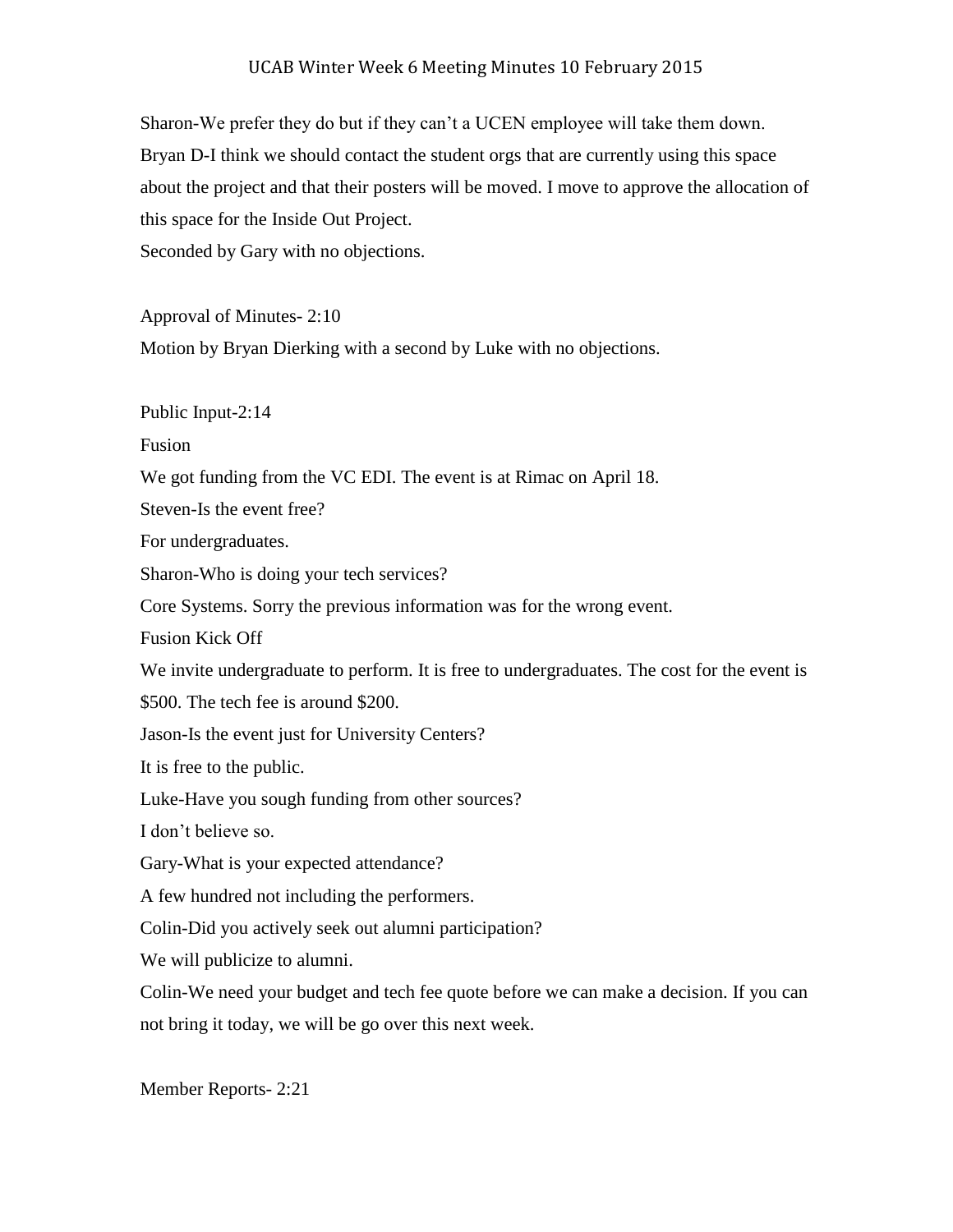Sharon-We prefer they do but if they can't a UCEN employee will take them down.

Bryan D-I think we should contact the student orgs that are currently using this space about the project and that their posters will be moved. I move to approve the allocation of this space for the Inside Out Project.

Seconded by Gary with no objections.

Approval of Minutes- 2:10

Motion by Bryan Dierking with a second by Luke with no objections.

Public Input-2:14

Fusion

We got funding from the VC EDI. The event is at Rimac on April 18.

Steven-Is the event free?

For undergraduates.

Sharon-Who is doing your tech services?

Core Systems. Sorry the previous information was for the wrong event.

Fusion Kick Off

We invite undergraduate to perform. It is free to undergraduates. The cost for the event is $500. The tech fee is around $200.

Jason-Is the event just for University Centers?

It is free to the public.

Luke-Have you sough funding from other sources?

I don't believe so.

Gary-What is your expected attendance?

A few hundred not including the performers.

Colin-Did you actively seek out alumni participation?

We will publicize to alumni.

Colin-We need your budget and tech fee quote before we can make a decision. If you can not bring it today, we will be go over this next week.

Member Reports- 2:21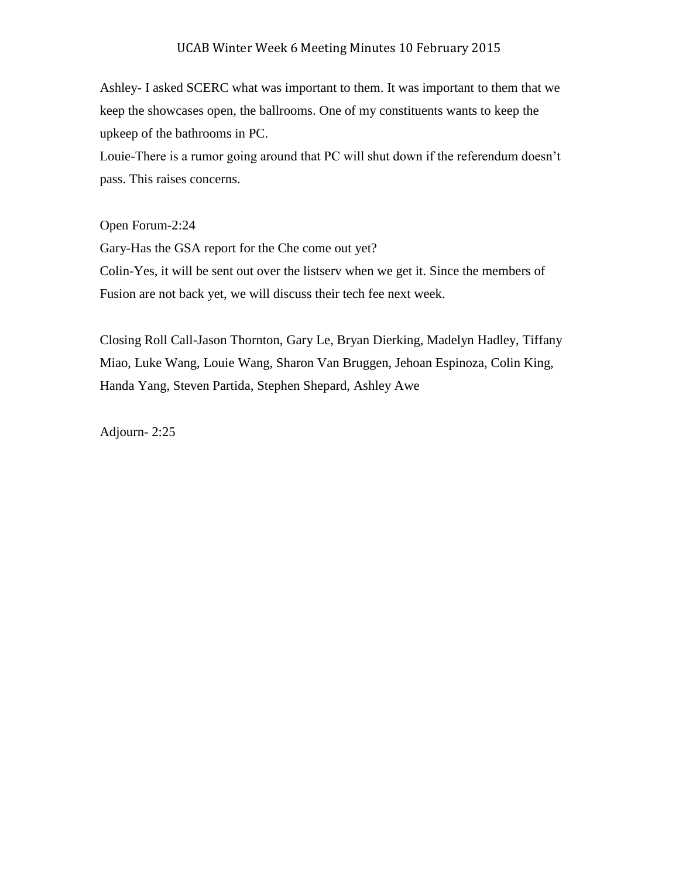Ashley- I asked SCERC what was important to them. It was important to them that we keep the showcases open, the ballrooms. One of my constituents wants to keep the upkeep of the bathrooms in PC.
Louie-There is a rumor going around that PC will shut down if the referendum doesn't pass. This raises concerns.

Open Forum-2:24
Gary-Has the GSA report for the Che come out yet?
Colin-Yes, it will be sent out over the listserv when we get it. Since the members of Fusion are not back yet, we will discuss their tech fee next week.

Closing Roll Call-Jason Thornton, Gary Le, Bryan Dierking, Madelyn Hadley, Tiffany Miao, Luke Wang, Louie Wang, Sharon Van Bruggen, Jehoan Espinoza, Colin King, Handa Yang, Steven Partida, Stephen Shepard, Ashley Awe

Adjourn- 2:25